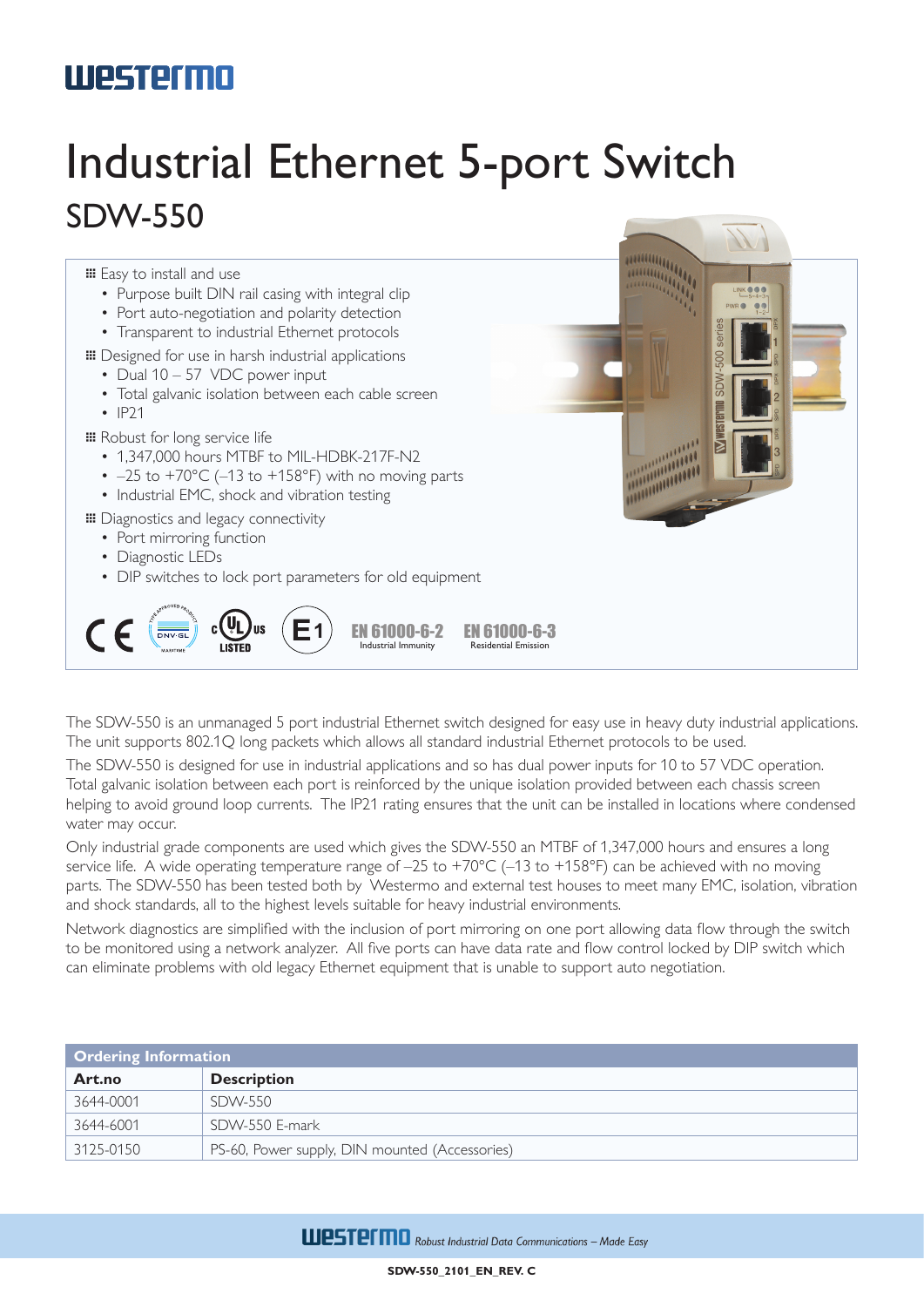westermo

# Industrial Ethernet 5-port Switch

## SDW-550

- Easy to install and use
  - Purpose built DIN rail casing with integral clip
  - Port auto-negotiation and polarity detection
  - Transparent to industrial Ethernet protocols
- Designed for use in harsh industrial applications
  - Dual 10 – 57 VDC power input
  - Total galvanic isolation between each cable screen
  - IP21
- Robust for long service life
  - 1,347,000 hours MTBF to MIL-HDBK-217F-N2
  - –25 to +70°C (–13 to +158°F) with no moving parts
  - Industrial EMC, shock and vibration testing
- Diagnostics and legacy connectivity
  - Port mirroring function
  - Diagnostic LEDs
  - DIP switches to lock port parameters for old equipment

EN 61000-6-2 Industrial Immunity    EN 61000-6-3 Residential Emission

The SDW-550 is an unmanaged 5 port industrial Ethernet switch designed for easy use in heavy duty industrial applications. The unit supports 802.1Q long packets which allows all standard industrial Ethernet protocols to be used.

The SDW-550 is designed for use in industrial applications and so has dual power inputs for 10 to 57 VDC operation. Total galvanic isolation between each port is reinforced by the unique isolation provided between each chassis screen helping to avoid ground loop currents. The IP21 rating ensures that the unit can be installed in locations where condensed water may occur.

Only industrial grade components are used which gives the SDW-550 an MTBF of 1,347,000 hours and ensures a long service life. A wide operating temperature range of –25 to +70°C (–13 to +158°F) can be achieved with no moving parts. The SDW-550 has been tested both by Westermo and external test houses to meet many EMC, isolation, vibration and shock standards, all to the highest levels suitable for heavy industrial environments.

Network diagnostics are simplified with the inclusion of port mirroring on one port allowing data flow through the switch to be monitored using a network analyzer. All five ports can have data rate and flow control locked by DIP switch which can eliminate problems with old legacy Ethernet equipment that is unable to support auto negotiation.

| Ordering Information | |
|---|---|
| **Art.no** | **Description** |
| 3644-0001 | SDW-550 |
| 3644-6001 | SDW-550 E-mark |
| 3125-0150 | PS-60, Power supply, DIN mounted (Accessories) |

westermo *Robust Industrial Data Communications – Made Easy*

SDW-550_2101_EN_REV. C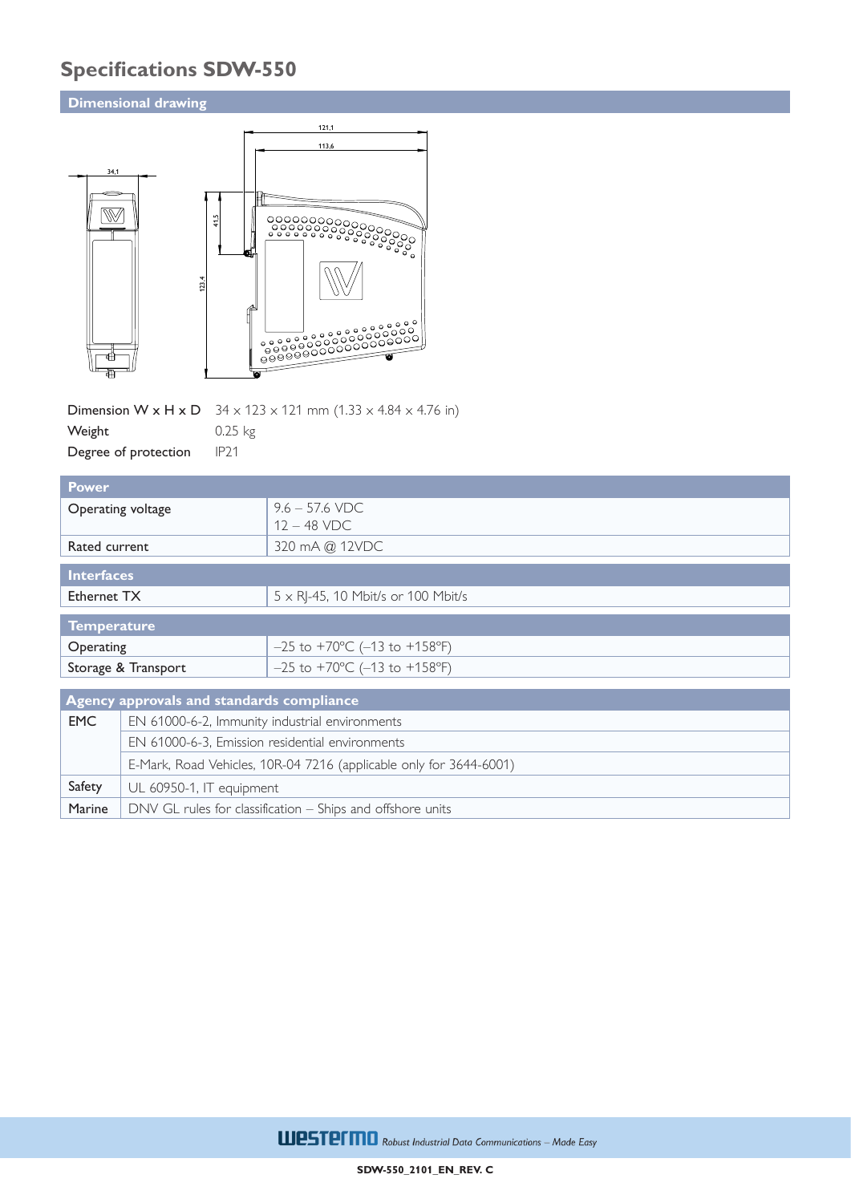# Specifications SDW-550

## Dimensional drawing

121,1
113,6
34,1
41,5
123,4

| | |
|---|---|
| Dimension W x H x D | 34 x 123 x 121 mm (1.33 x 4.84 x 4.76 in) |
| Weight | 0.25 kg |
| Degree of protection | IP21 |

| Power | |
|---|---|
| Operating voltage | 9.6 – 57.6 VDC<br>12 – 48 VDC |
| Rated current | 320 mA @ 12VDC |

| Interfaces | |
|---|---|
| Ethernet TX | 5 x RJ-45, 10 Mbit/s or 100 Mbit/s |

| Temperature | |
|---|---|
| Operating | –25 to +70°C (–13 to +158°F) |
| Storage & Transport | –25 to +70°C (–13 to +158°F) |

| Agency approvals and standards compliance | |
|---|---|
| EMC | EN 61000-6-2, Immunity industrial environments |
| | EN 61000-6-3, Emission residential environments |
| | E-Mark, Road Vehicles, 10R-04 7216 (applicable only for 3644-6001) |
| Safety | UL 60950-1, IT equipment |
| Marine | DNV GL rules for classification – Ships and offshore units |

westermo *Robust Industrial Data Communications – Made Easy*

SDW-550_2101_EN_REV. C